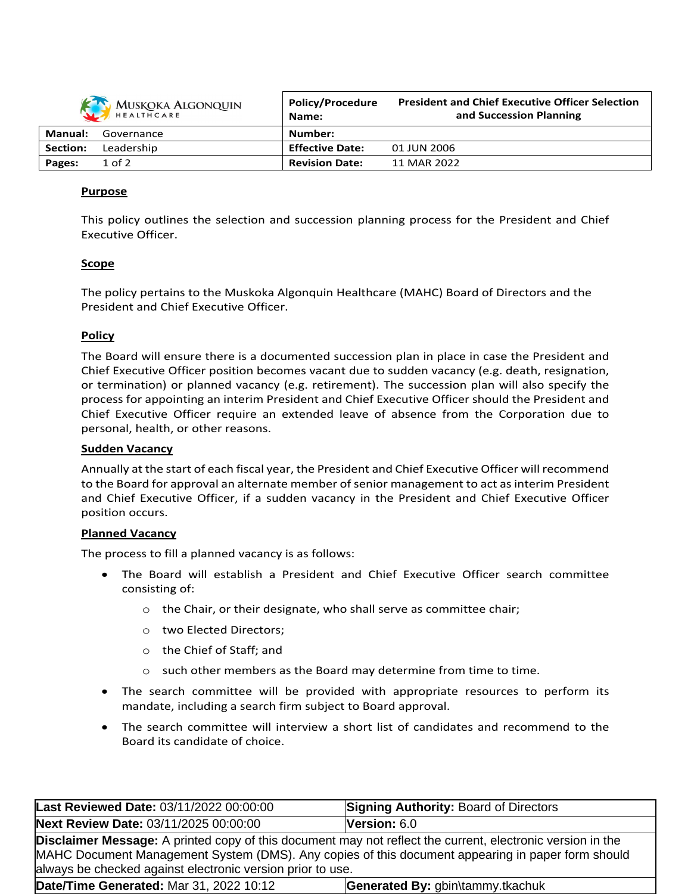| MUSKOKA ALGONQUIN HEALTHCARE | Policy/Procedure Name: President and Chief Executive Officer Selection and Succession Planning |
|---|---|
| **Manual:** Governance | **Number:** |
| **Section:** Leadership | **Effective Date:** 01 JUN 2006 |
| **Pages:** 1 of 2 | **Revision Date:** 11 MAR 2022 |

## Purpose

This policy outlines the selection and succession planning process for the President and Chief Executive Officer.

## Scope

The policy pertains to the Muskoka Algonquin Healthcare (MAHC) Board of Directors and the President and Chief Executive Officer.

## Policy

The Board will ensure there is a documented succession plan in place in case the President and Chief Executive Officer position becomes vacant due to sudden vacancy (e.g. death, resignation, or termination) or planned vacancy (e.g. retirement). The succession plan will also specify the process for appointing an interim President and Chief Executive Officer should the President and Chief Executive Officer require an extended leave of absence from the Corporation due to personal, health, or other reasons.

## Sudden Vacancy

Annually at the start of each fiscal year, the President and Chief Executive Officer will recommend to the Board for approval an alternate member of senior management to act as interim President and Chief Executive Officer, if a sudden vacancy in the President and Chief Executive Officer position occurs.

## Planned Vacancy

The process to fill a planned vacancy is as follows:

- The Board will establish a President and Chief Executive Officer search committee consisting of:
  - the Chair, or their designate, who shall serve as committee chair;
  - two Elected Directors;
  - the Chief of Staff; and
  - such other members as the Board may determine from time to time.
- The search committee will be provided with appropriate resources to perform its mandate, including a search firm subject to Board approval.
- The search committee will interview a short list of candidates and recommend to the Board its candidate of choice.

| **Last Reviewed Date:** 03/11/2022 00:00:00 | **Signing Authority:** Board of Directors |
|---|---|
| **Next Review Date:** 03/11/2025 00:00:00 | **Version:** 6.0 |
| **Disclaimer Message:** A printed copy of this document may not reflect the current, electronic version in the MAHC Document Management System (DMS). Any copies of this document appearing in paper form should always be checked against electronic version prior to use. | |
| **Date/Time Generated:** Mar 31, 2022 10:12 | **Generated By:** gbin\tammy.tkachuk |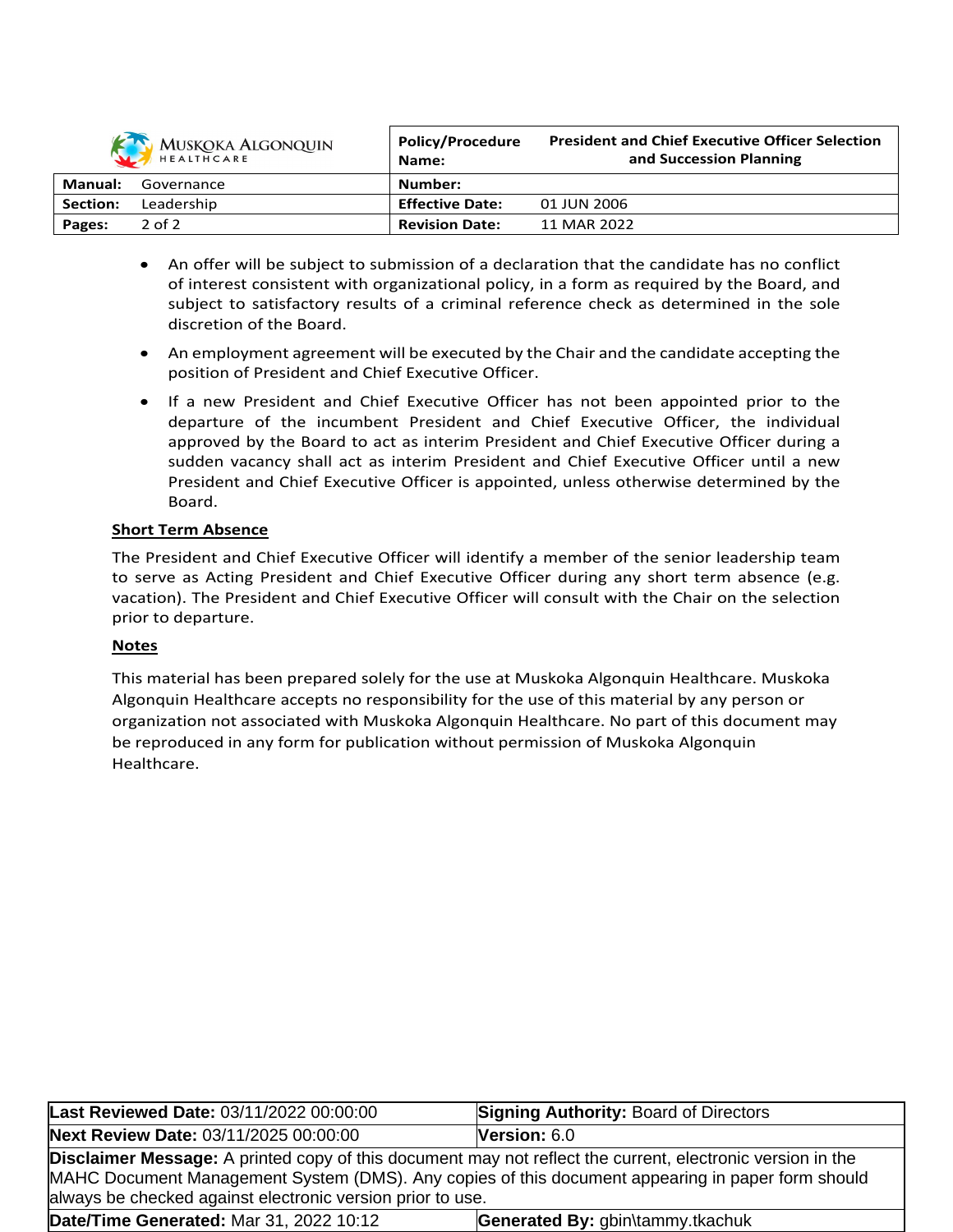- An offer will be subject to submission of a declaration that the candidate has no conflict of interest consistent with organizational policy, in a form as required by the Board, and subject to satisfactory results of a criminal reference check as determined in the sole discretion of the Board.
- An employment agreement will be executed by the Chair and the candidate accepting the position of President and Chief Executive Officer.
- If a new President and Chief Executive Officer has not been appointed prior to the departure of the incumbent President and Chief Executive Officer, the individual approved by the Board to act as interim President and Chief Executive Officer during a sudden vacancy shall act as interim President and Chief Executive Officer until a new President and Chief Executive Officer is appointed, unless otherwise determined by the Board.

**Short Term Absence**

The President and Chief Executive Officer will identify a member of the senior leadership team to serve as Acting President and Chief Executive Officer during any short term absence (e.g. vacation). The President and Chief Executive Officer will consult with the Chair on the selection prior to departure.

**Notes**

This material has been prepared solely for the use at Muskoka Algonquin Healthcare. Muskoka Algonquin Healthcare accepts no responsibility for the use of this material by any person or organization not associated with Muskoka Algonquin Healthcare. No part of this document may be reproduced in any form for publication without permission of Muskoka Algonquin Healthcare.

| | |
|---|---|
| **Last Reviewed Date:** 03/11/2022 00:00:00 | **Signing Authority:** Board of Directors |
| **Next Review Date:** 03/11/2025 00:00:00 | **Version:** 6.0 |
| **Disclaimer Message:** A printed copy of this document may not reflect the current, electronic version in the MAHC Document Management System (DMS). Any copies of this document appearing in paper form should always be checked against electronic version prior to use. | |
| **Date/Time Generated:** Mar 31, 2022 10:12 | **Generated By:** gbin\tammy.tkachuk |